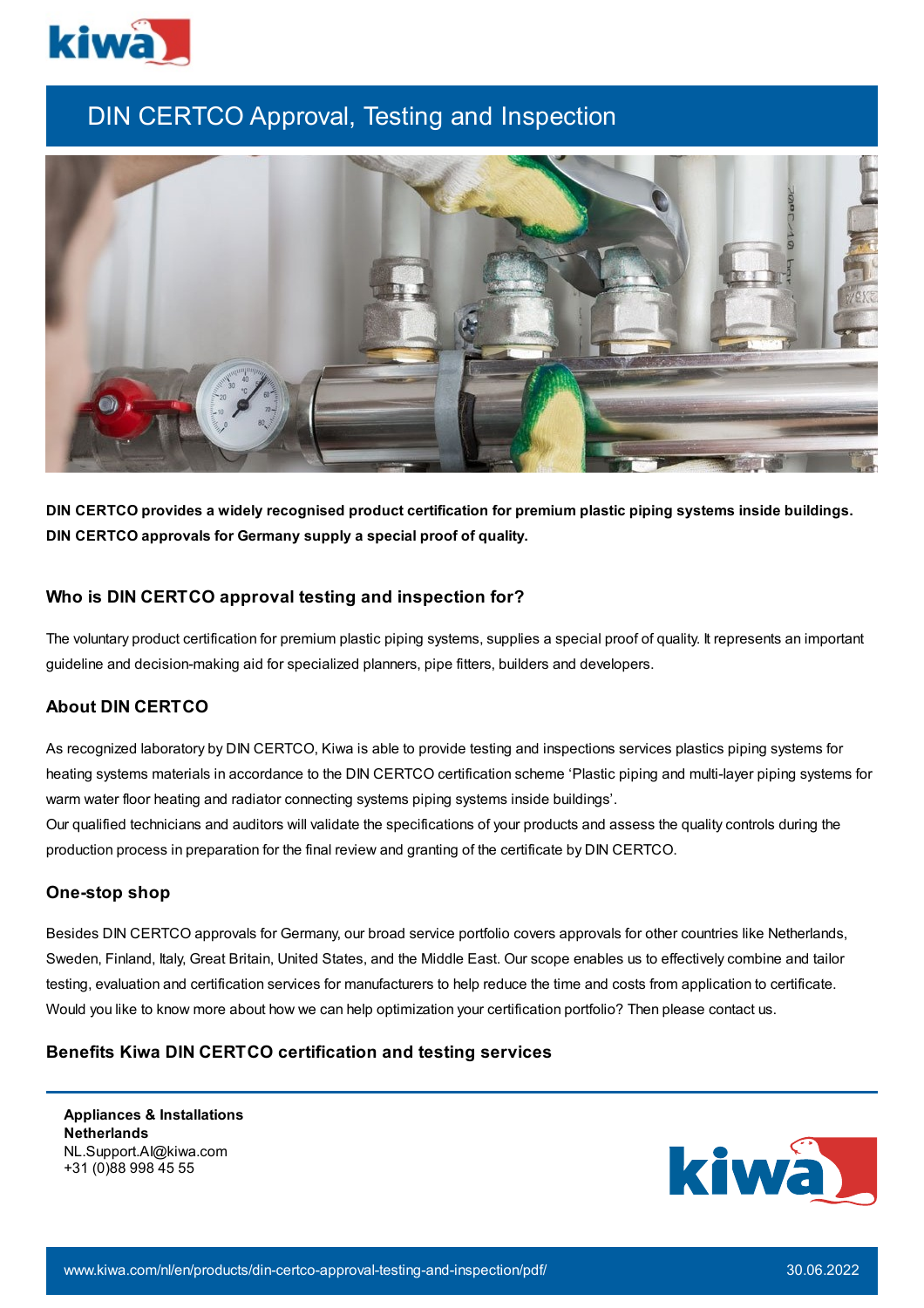# DIN CERTCO Approval, Testing and Inspection

**DIN CERTCO provides a widely recognised product certification for premium plastic piping systems inside buildings. DIN CERTCO approvals for Germany supply a special proof of quality.**

## Who is DIN CERTCO approval testing and inspection for?

The voluntary product certification for premium plastic piping systems, supplies a special proof of quality. It represents an important guideline and decision-making aid for specialized planners, pipe fitters, builders and developers.

## About DIN CERTCO

As recognized laboratory by DIN CERTCO, Kiwa is able to provide testing and inspections services plastics piping systems for heating systems materials in accordance to the DIN CERTCO certification scheme 'Plastic piping and multi-layer piping systems for warm water floor heating and radiator connecting systems piping systems inside buildings'.
Our qualified technicians and auditors will validate the specifications of your products and assess the quality controls during the production process in preparation for the final review and granting of the certificate by DIN CERTCO.

## One-stop shop

Besides DIN CERTCO approvals for Germany, our broad service portfolio covers approvals for other countries like Netherlands, Sweden, Finland, Italy, Great Britain, United States, and the Middle East. Our scope enables us to effectively combine and tailor testing, evaluation and certification services for manufacturers to help reduce the time and costs from application to certificate. Would you like to know more about how we can help optimization your certification portfolio? Then please contact us.

## Benefits Kiwa DIN CERTCO certification and testing services

**Appliances & Installations**
**Netherlands**
NL.Support.AI@kiwa.com
+31 (0)88 998 45 55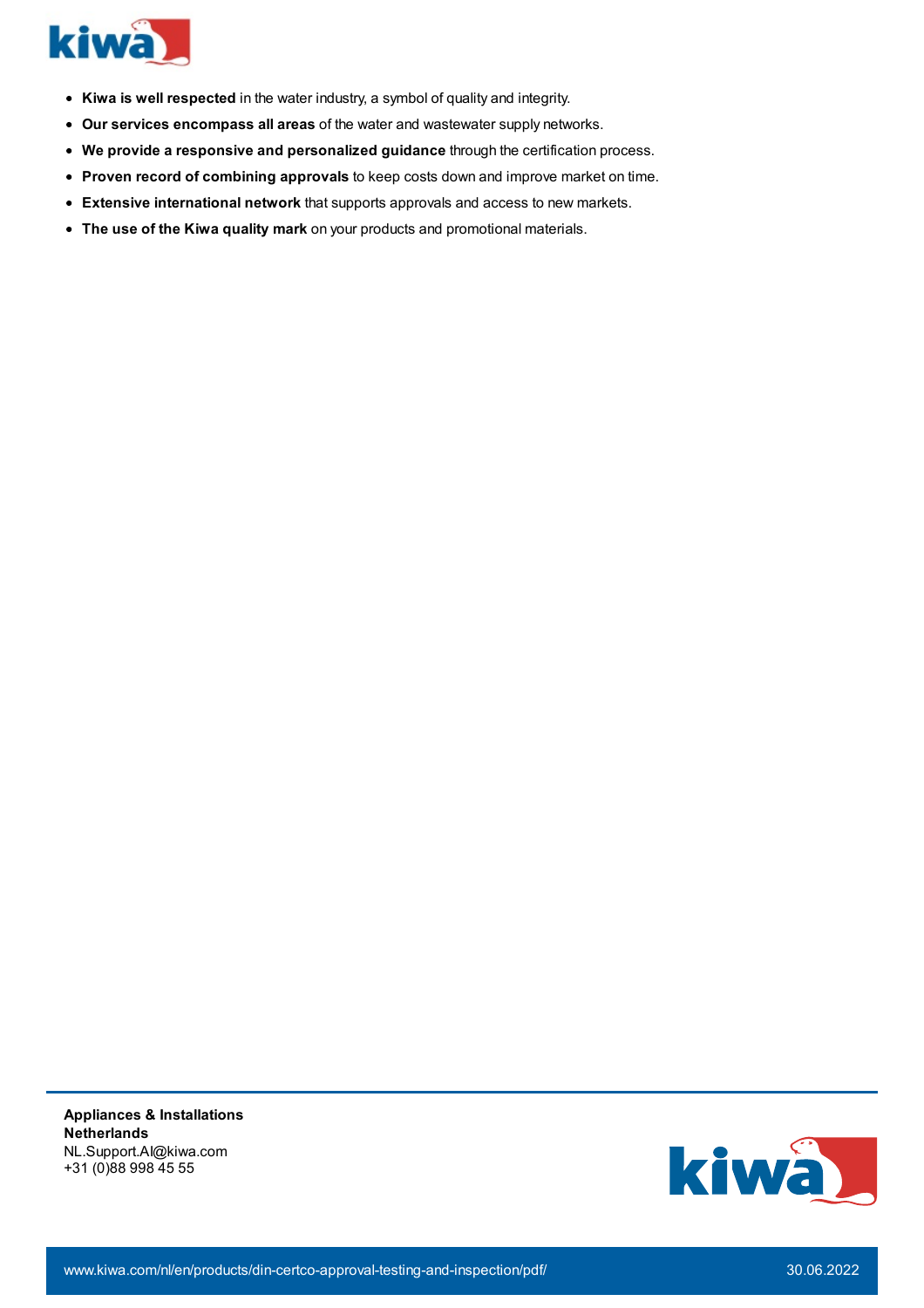- **Kiwa is well respected** in the water industry, a symbol of quality and integrity.
- **Our services encompass all areas** of the water and wastewater supply networks.
- **We provide a responsive and personalized guidance** through the certification process.
- **Proven record of combining approvals** to keep costs down and improve market on time.
- **Extensive international network** that supports approvals and access to new markets.
- **The use of the Kiwa quality mark** on your products and promotional materials.

**Appliances & Installations**
**Netherlands**
NL.Support.AI@kiwa.com
+31 (0)88 998 45 55